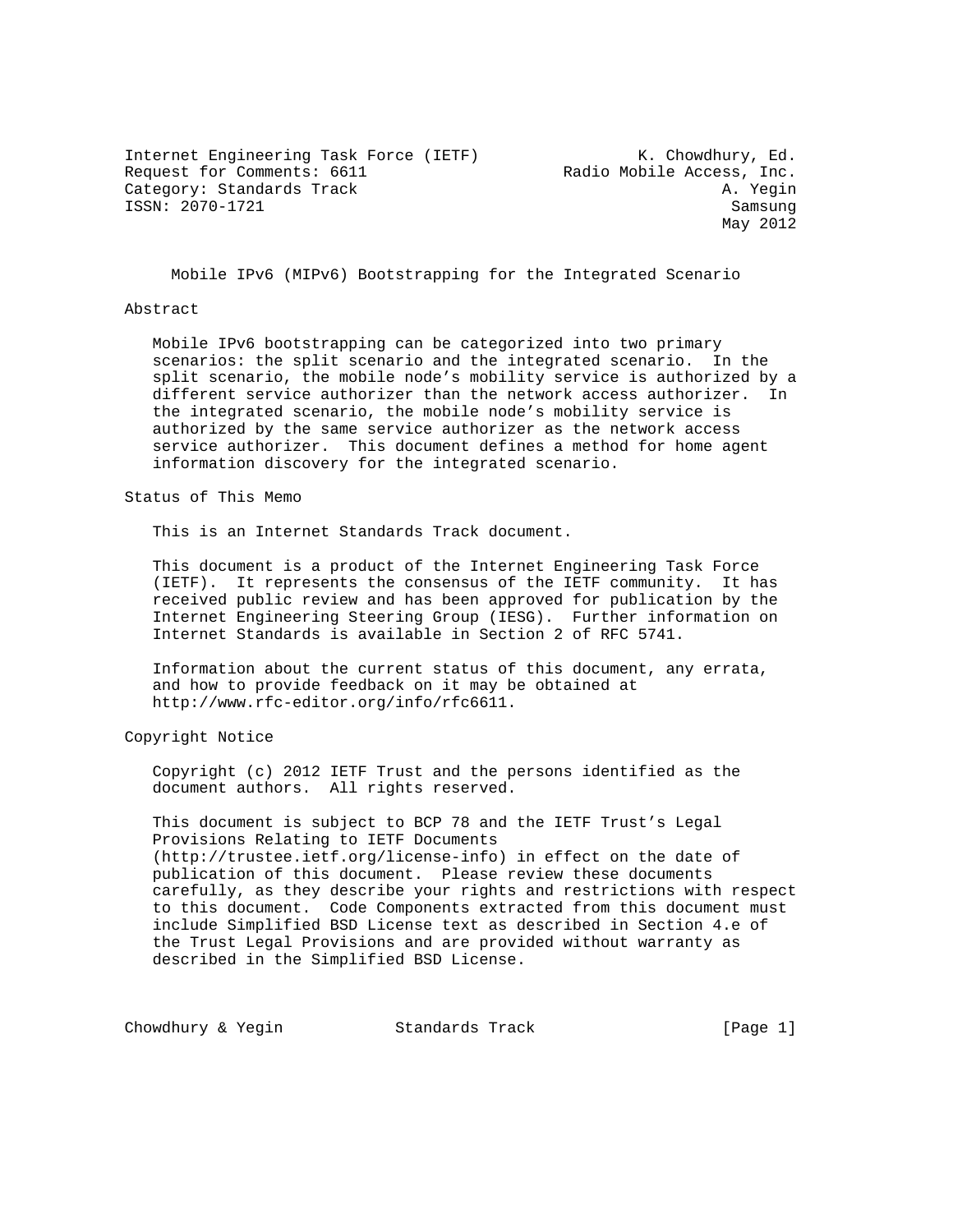Internet Engineering Task Force (IETF) K. Chowdhury, Ed.
Request for Comments: 6611 Radio Mobile Access, Inc.
Category: Standards Track A. Yegin
ISSN: 2070-1721 Samsung
May 2012

# Mobile IPv6 (MIPv6) Bootstrapping for the Integrated Scenario

## Abstract

Mobile IPv6 bootstrapping can be categorized into two primary scenarios: the split scenario and the integrated scenario. In the split scenario, the mobile node's mobility service is authorized by a different service authorizer than the network access authorizer. In the integrated scenario, the mobile node's mobility service is authorized by the same service authorizer as the network access service authorizer. This document defines a method for home agent information discovery for the integrated scenario.

## Status of This Memo

This is an Internet Standards Track document.

This document is a product of the Internet Engineering Task Force (IETF). It represents the consensus of the IETF community. It has received public review and has been approved for publication by the Internet Engineering Steering Group (IESG). Further information on Internet Standards is available in Section 2 of RFC 5741.

Information about the current status of this document, any errata, and how to provide feedback on it may be obtained at http://www.rfc-editor.org/info/rfc6611.

## Copyright Notice

Copyright (c) 2012 IETF Trust and the persons identified as the document authors. All rights reserved.

This document is subject to BCP 78 and the IETF Trust's Legal Provisions Relating to IETF Documents (http://trustee.ietf.org/license-info) in effect on the date of publication of this document. Please review these documents carefully, as they describe your rights and restrictions with respect to this document. Code Components extracted from this document must include Simplified BSD License text as described in Section 4.e of the Trust Legal Provisions and are provided without warranty as described in the Simplified BSD License.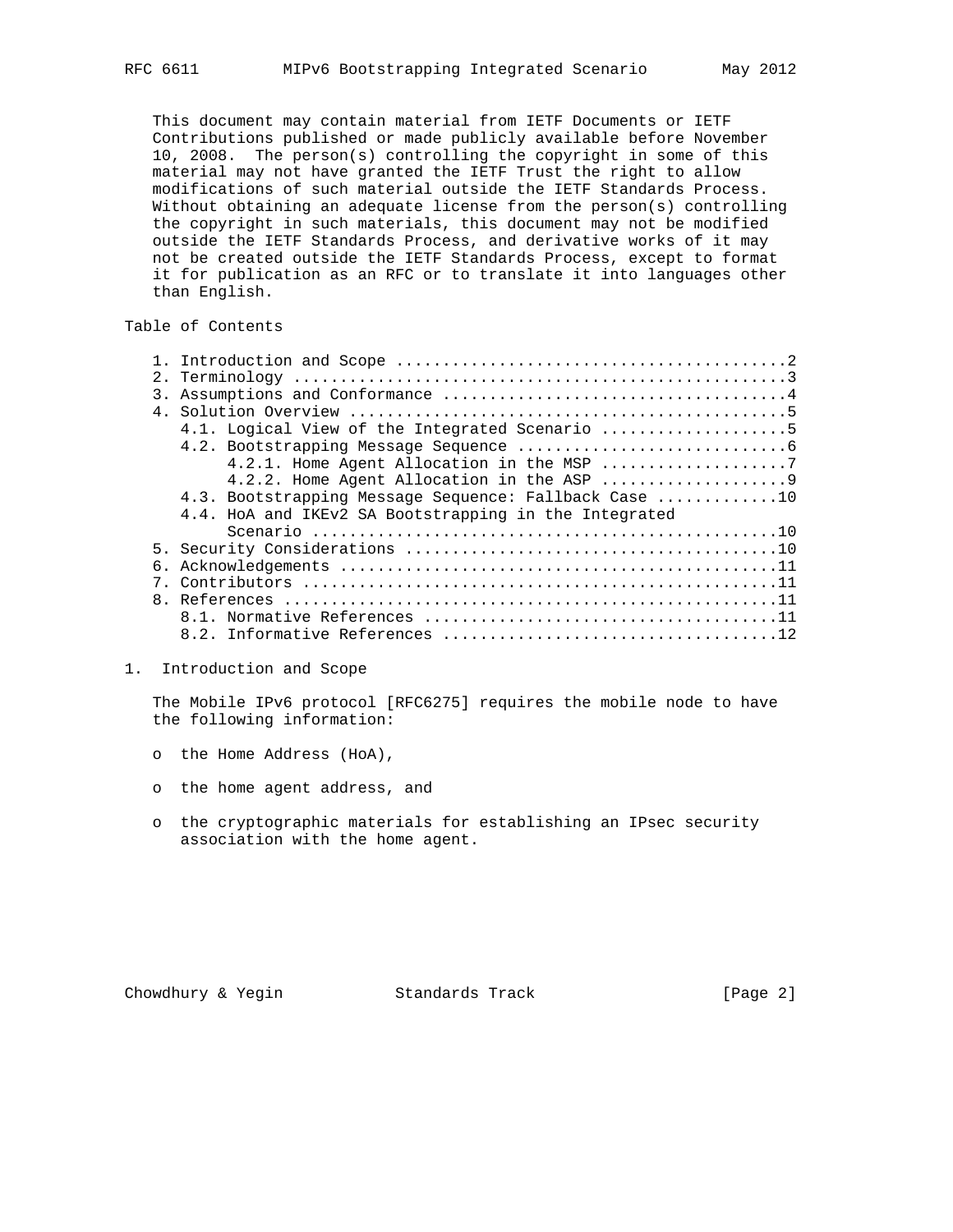This document may contain material from IETF Documents or IETF Contributions published or made publicly available before November 10, 2008. The person(s) controlling the copyright in some of this material may not have granted the IETF Trust the right to allow modifications of such material outside the IETF Standards Process. Without obtaining an adequate license from the person(s) controlling the copyright in such materials, this document may not be modified outside the IETF Standards Process, and derivative works of it may not be created outside the IETF Standards Process, except to format it for publication as an RFC or to translate it into languages other than English.

Table of Contents

```
   1. Introduction and Scope .........................................2
   2. Terminology ....................................................3
   3. Assumptions and Conformance ....................................4
   4. Solution Overview ..............................................5
      4.1. Logical View of the Integrated Scenario ...................5
      4.2. Bootstrapping Message Sequence ............................6
           4.2.1. Home Agent Allocation in the MSP ...................7
           4.2.2. Home Agent Allocation in the ASP ...................9
      4.3. Bootstrapping Message Sequence: Fallback Case ............10
      4.4. HoA and IKEv2 SA Bootstrapping in the Integrated
           Scenario .................................................10
   5. Security Considerations .......................................10
   6. Acknowledgements ..............................................11
   7. Contributors ..................................................11
   8. References ....................................................11
      8.1. Normative References .....................................11
      8.2. Informative References ...................................12
```

# 1. Introduction and Scope

The Mobile IPv6 protocol [RFC6275] requires the mobile node to have the following information:

- the Home Address (HoA),
- the home agent address, and
- the cryptographic materials for establishing an IPsec security association with the home agent.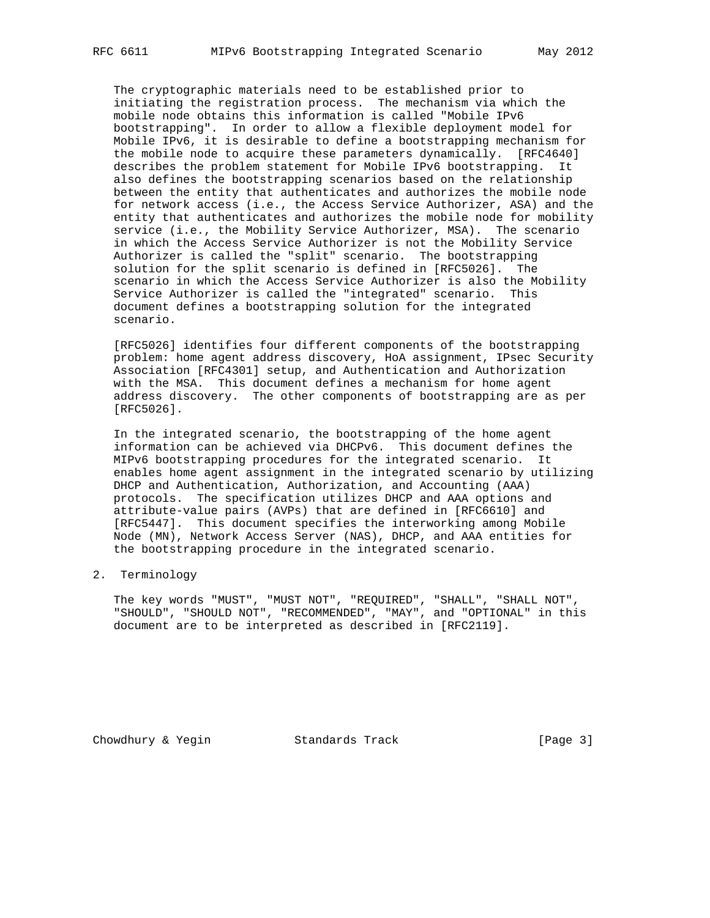The cryptographic materials need to be established prior to initiating the registration process. The mechanism via which the mobile node obtains this information is called "Mobile IPv6 bootstrapping". In order to allow a flexible deployment model for Mobile IPv6, it is desirable to define a bootstrapping mechanism for the mobile node to acquire these parameters dynamically. [RFC4640] describes the problem statement for Mobile IPv6 bootstrapping. It also defines the bootstrapping scenarios based on the relationship between the entity that authenticates and authorizes the mobile node for network access (i.e., the Access Service Authorizer, ASA) and the entity that authenticates and authorizes the mobile node for mobility service (i.e., the Mobility Service Authorizer, MSA). The scenario in which the Access Service Authorizer is not the Mobility Service Authorizer is called the "split" scenario. The bootstrapping solution for the split scenario is defined in [RFC5026]. The scenario in which the Access Service Authorizer is also the Mobility Service Authorizer is called the "integrated" scenario. This document defines a bootstrapping solution for the integrated scenario.

[RFC5026] identifies four different components of the bootstrapping problem: home agent address discovery, HoA assignment, IPsec Security Association [RFC4301] setup, and Authentication and Authorization with the MSA. This document defines a mechanism for home agent address discovery. The other components of bootstrapping are as per [RFC5026].

In the integrated scenario, the bootstrapping of the home agent information can be achieved via DHCPv6. This document defines the MIPv6 bootstrapping procedures for the integrated scenario. It enables home agent assignment in the integrated scenario by utilizing DHCP and Authentication, Authorization, and Accounting (AAA) protocols. The specification utilizes DHCP and AAA options and attribute-value pairs (AVPs) that are defined in [RFC6610] and [RFC5447]. This document specifies the interworking among Mobile Node (MN), Network Access Server (NAS), DHCP, and AAA entities for the bootstrapping procedure in the integrated scenario.

## 2. Terminology

The key words "MUST", "MUST NOT", "REQUIRED", "SHALL", "SHALL NOT", "SHOULD", "SHOULD NOT", "RECOMMENDED", "MAY", and "OPTIONAL" in this document are to be interpreted as described in [RFC2119].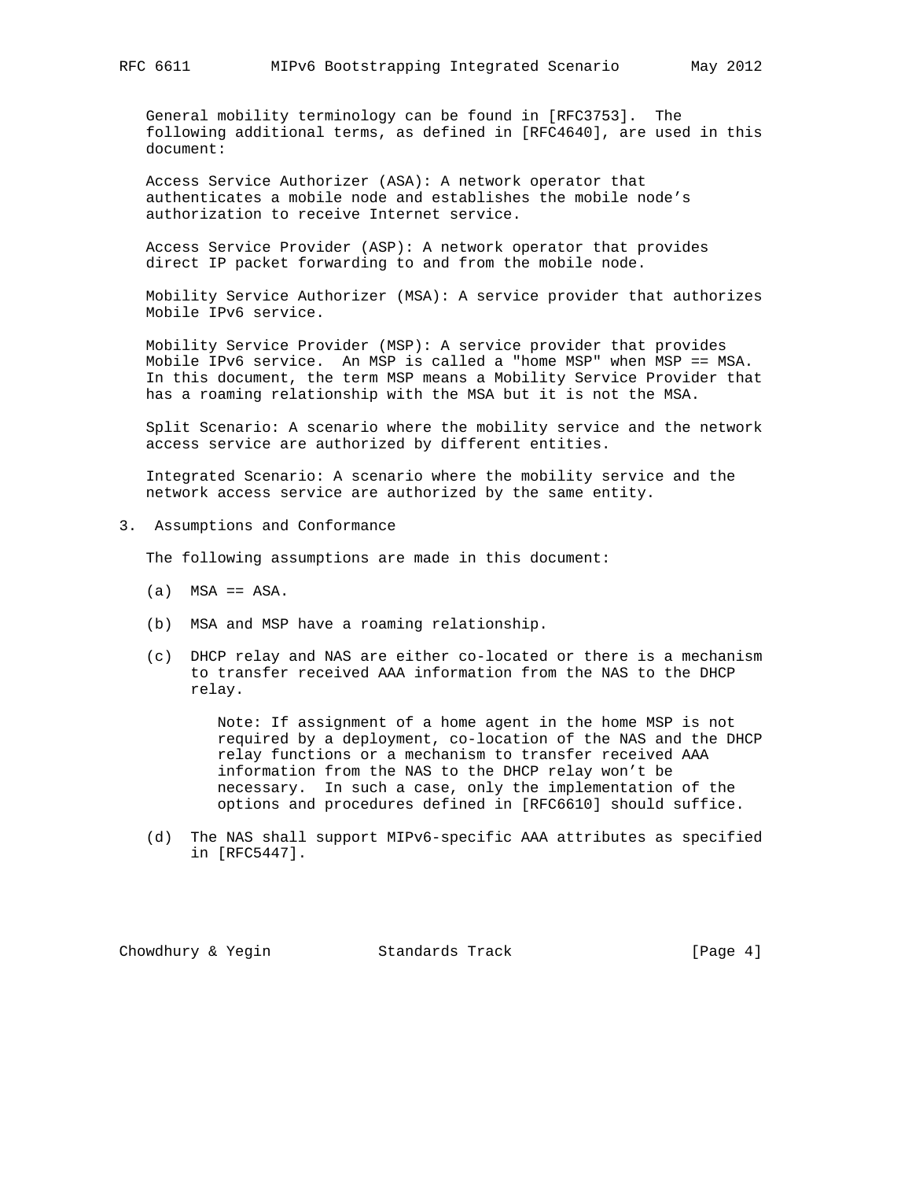General mobility terminology can be found in [RFC3753]. The following additional terms, as defined in [RFC4640], are used in this document:

Access Service Authorizer (ASA): A network operator that authenticates a mobile node and establishes the mobile node's authorization to receive Internet service.

Access Service Provider (ASP): A network operator that provides direct IP packet forwarding to and from the mobile node.

Mobility Service Authorizer (MSA): A service provider that authorizes Mobile IPv6 service.

Mobility Service Provider (MSP): A service provider that provides Mobile IPv6 service. An MSP is called a "home MSP" when MSP == MSA. In this document, the term MSP means a Mobility Service Provider that has a roaming relationship with the MSA but it is not the MSA.

Split Scenario: A scenario where the mobility service and the network access service are authorized by different entities.

Integrated Scenario: A scenario where the mobility service and the network access service are authorized by the same entity.

## 3. Assumptions and Conformance

The following assumptions are made in this document:

(a) MSA == ASA.

(b) MSA and MSP have a roaming relationship.

(c) DHCP relay and NAS are either co-located or there is a mechanism to transfer received AAA information from the NAS to the DHCP relay.

> Note: If assignment of a home agent in the home MSP is not required by a deployment, co-location of the NAS and the DHCP relay functions or a mechanism to transfer received AAA information from the NAS to the DHCP relay won't be necessary. In such a case, only the implementation of the options and procedures defined in [RFC6610] should suffice.

(d) The NAS shall support MIPv6-specific AAA attributes as specified in [RFC5447].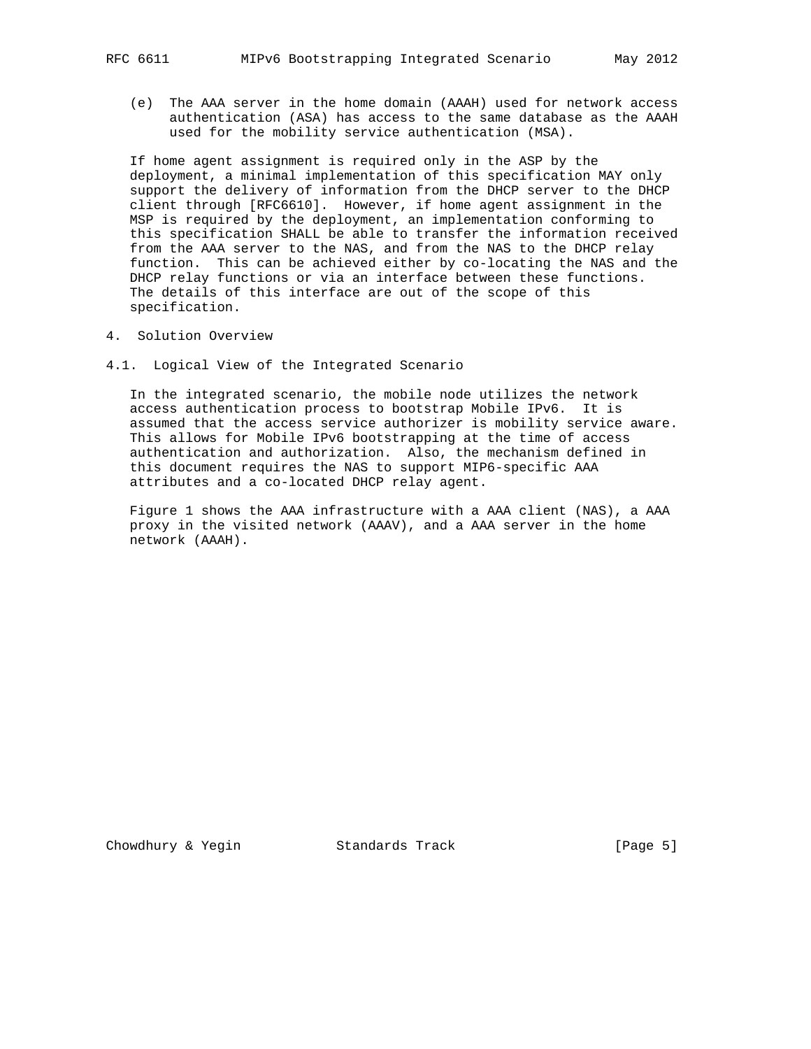(e) The AAA server in the home domain (AAAH) used for network access authentication (ASA) has access to the same database as the AAAH used for the mobility service authentication (MSA).

If home agent assignment is required only in the ASP by the deployment, a minimal implementation of this specification MAY only support the delivery of information from the DHCP server to the DHCP client through [RFC6610]. However, if home agent assignment in the MSP is required by the deployment, an implementation conforming to this specification SHALL be able to transfer the information received from the AAA server to the NAS, and from the NAS to the DHCP relay function. This can be achieved either by co-locating the NAS and the DHCP relay functions or via an interface between these functions. The details of this interface are out of the scope of this specification.

# 4. Solution Overview

## 4.1. Logical View of the Integrated Scenario

In the integrated scenario, the mobile node utilizes the network access authentication process to bootstrap Mobile IPv6. It is assumed that the access service authorizer is mobility service aware. This allows for Mobile IPv6 bootstrapping at the time of access authentication and authorization. Also, the mechanism defined in this document requires the NAS to support MIP6-specific AAA attributes and a co-located DHCP relay agent.

Figure 1 shows the AAA infrastructure with a AAA client (NAS), a AAA proxy in the visited network (AAAV), and a AAA server in the home network (AAAH).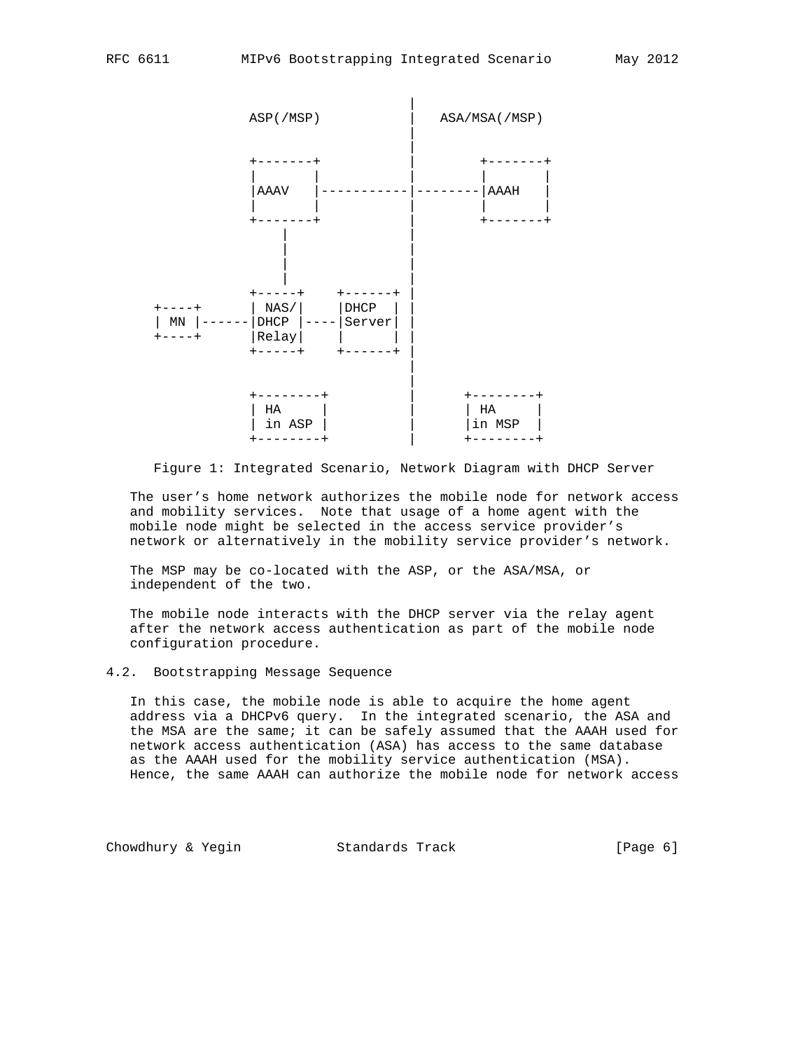```
                                           |
              ASP(/MSP)                    |   ASA/MSA(/MSP)
                                           |
                                           |
              +-------+                    |        +-------+
              |       |                    |        |       |
              |AAAV   |-----------|--------|AAAH   |
              |       |                    |        |       |
              +-------+                    |        +-------+
                  |                        |
                  |                        |
                  |                        |
                  |                        |
              +-----+    +------+          |
  +----+      | NAS/|    |DHCP  |          |
  | MN |------|DHCP |----|Server|          |
  +----+      |Relay|    |      |          |
              +-----+    +------+          |
                                           |
                                           |
              +--------+                   |      +--------+
              | HA     |                   |      | HA     |
              | in ASP |                   |      |in MSP  |
              +--------+                   |      +--------+
```

Figure 1: Integrated Scenario, Network Diagram with DHCP Server

The user's home network authorizes the mobile node for network access and mobility services. Note that usage of a home agent with the mobile node might be selected in the access service provider's network or alternatively in the mobility service provider's network.

The MSP may be co-located with the ASP, or the ASA/MSA, or independent of the two.

The mobile node interacts with the DHCP server via the relay agent after the network access authentication as part of the mobile node configuration procedure.

## 4.2. Bootstrapping Message Sequence

In this case, the mobile node is able to acquire the home agent address via a DHCPv6 query. In the integrated scenario, the ASA and the MSA are the same; it can be safely assumed that the AAAH used for network access authentication (ASA) has access to the same database as the AAAH used for the mobility service authentication (MSA). Hence, the same AAAH can authorize the mobile node for network access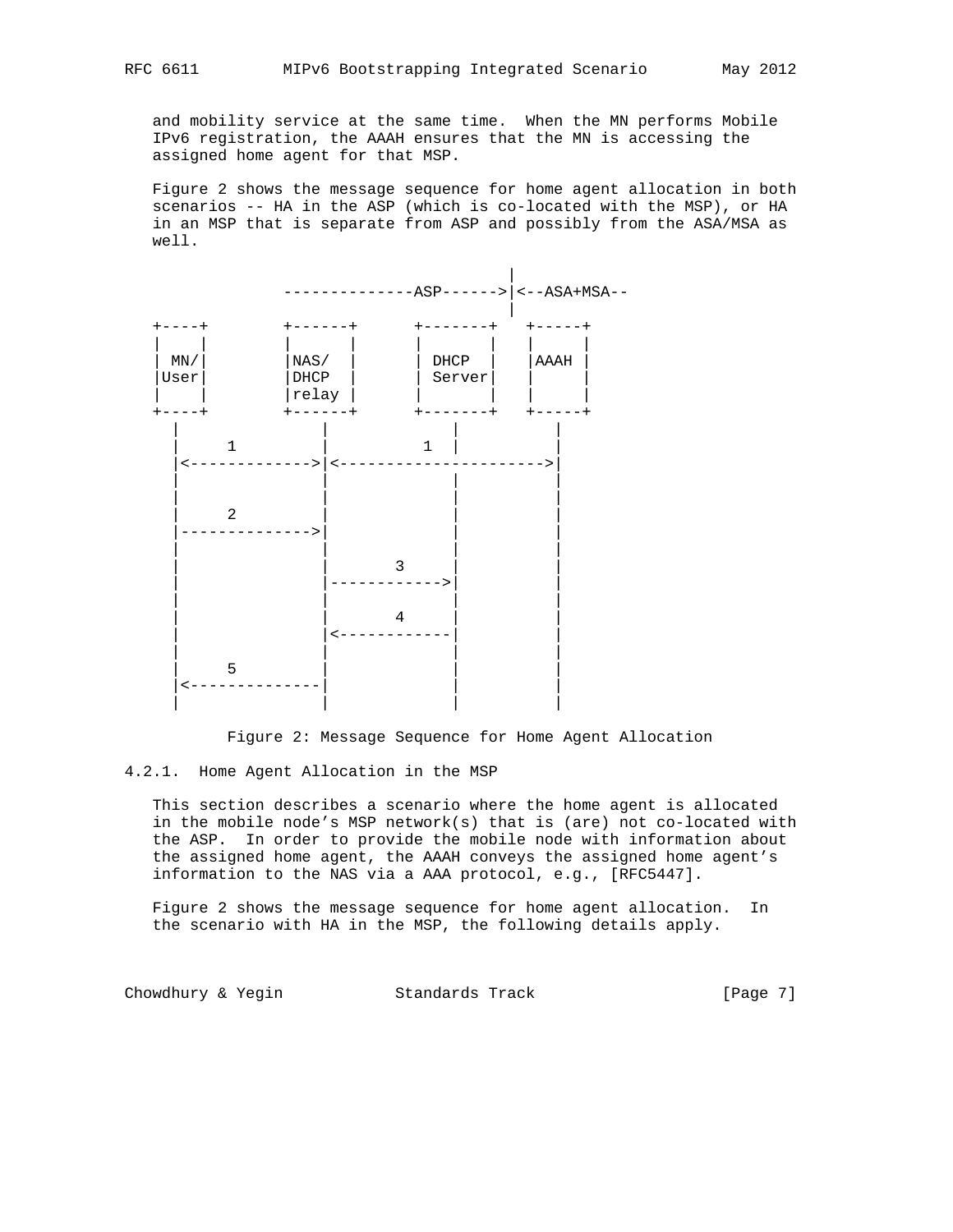and mobility service at the same time. When the MN performs Mobile IPv6 registration, the AAAH ensures that the MN is accessing the assigned home agent for that MSP.

Figure 2 shows the message sequence for home agent allocation in both scenarios -- HA in the ASP (which is co-located with the MSP), or HA in an MSP that is separate from ASP and possibly from the ASA/MSA as well.

```
                                             |
              --------------ASP------>|<--ASA+MSA--
                                             |
+----+        +------+      +-------+   +-----+
|    |        |      |      |       |   |     |
| MN/|        |NAS/  |      | DHCP  |   |AAAH |
|User|        |DHCP  |      | Server|   |     |
|    |        |relay |      |       |   |     |
+----+        +------+      +-------+   +-----+
  |               |            |          |
  |      1        |        1   |          |
  |<------------->|<--------------------->|
  |               |            |          |
  |               |            |          |
  |      2        |            |          |
  |-------------->|            |          |
  |               |            |          |
  |               |     3      |          |
  |               |----------->|          |
  |               |            |          |
  |               |     4      |          |
  |               |<-----------|          |
  |               |            |          |
  |      5        |            |          |
  |<--------------|            |          |
  |               |            |          |
```

Figure 2: Message Sequence for Home Agent Allocation

### 4.2.1. Home Agent Allocation in the MSP

This section describes a scenario where the home agent is allocated in the mobile node's MSP network(s) that is (are) not co-located with the ASP. In order to provide the mobile node with information about the assigned home agent, the AAAH conveys the assigned home agent's information to the NAS via a AAA protocol, e.g., [RFC5447].

Figure 2 shows the message sequence for home agent allocation. In the scenario with HA in the MSP, the following details apply.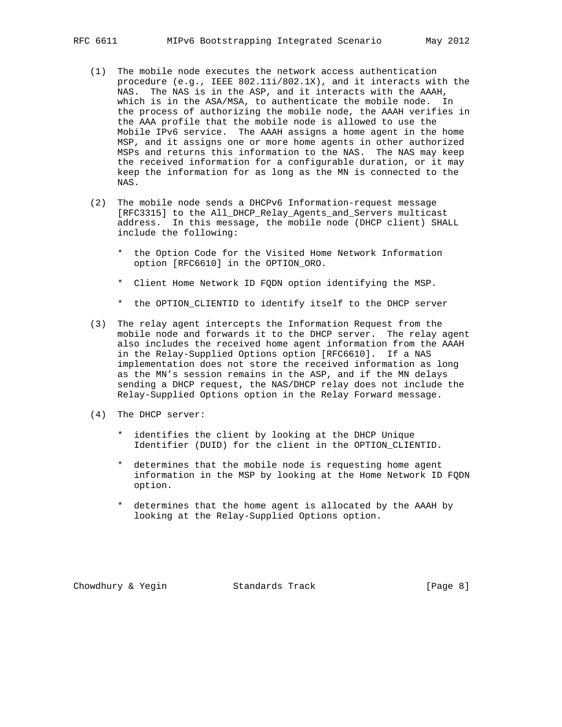(1) The mobile node executes the network access authentication procedure (e.g., IEEE 802.11i/802.1X), and it interacts with the NAS. The NAS is in the ASP, and it interacts with the AAAH, which is in the ASA/MSA, to authenticate the mobile node. In the process of authorizing the mobile node, the AAAH verifies in the AAA profile that the mobile node is allowed to use the Mobile IPv6 service. The AAAH assigns a home agent in the home MSP, and it assigns one or more home agents in other authorized MSPs and returns this information to the NAS. The NAS may keep the received information for a configurable duration, or it may keep the information for as long as the MN is connected to the NAS.

(2) The mobile node sends a DHCPv6 Information-request message [RFC3315] to the All_DHCP_Relay_Agents_and_Servers multicast address. In this message, the mobile node (DHCP client) SHALL include the following:

   * the Option Code for the Visited Home Network Information option [RFC6610] in the OPTION_ORO.

   * Client Home Network ID FQDN option identifying the MSP.

   * the OPTION_CLIENTID to identify itself to the DHCP server

(3) The relay agent intercepts the Information Request from the mobile node and forwards it to the DHCP server. The relay agent also includes the received home agent information from the AAAH in the Relay-Supplied Options option [RFC6610]. If a NAS implementation does not store the received information as long as the MN's session remains in the ASP, and if the MN delays sending a DHCP request, the NAS/DHCP relay does not include the Relay-Supplied Options option in the Relay Forward message.

(4) The DHCP server:

   * identifies the client by looking at the DHCP Unique Identifier (DUID) for the client in the OPTION_CLIENTID.

   * determines that the mobile node is requesting home agent information in the MSP by looking at the Home Network ID FQDN option.

   * determines that the home agent is allocated by the AAAH by looking at the Relay-Supplied Options option.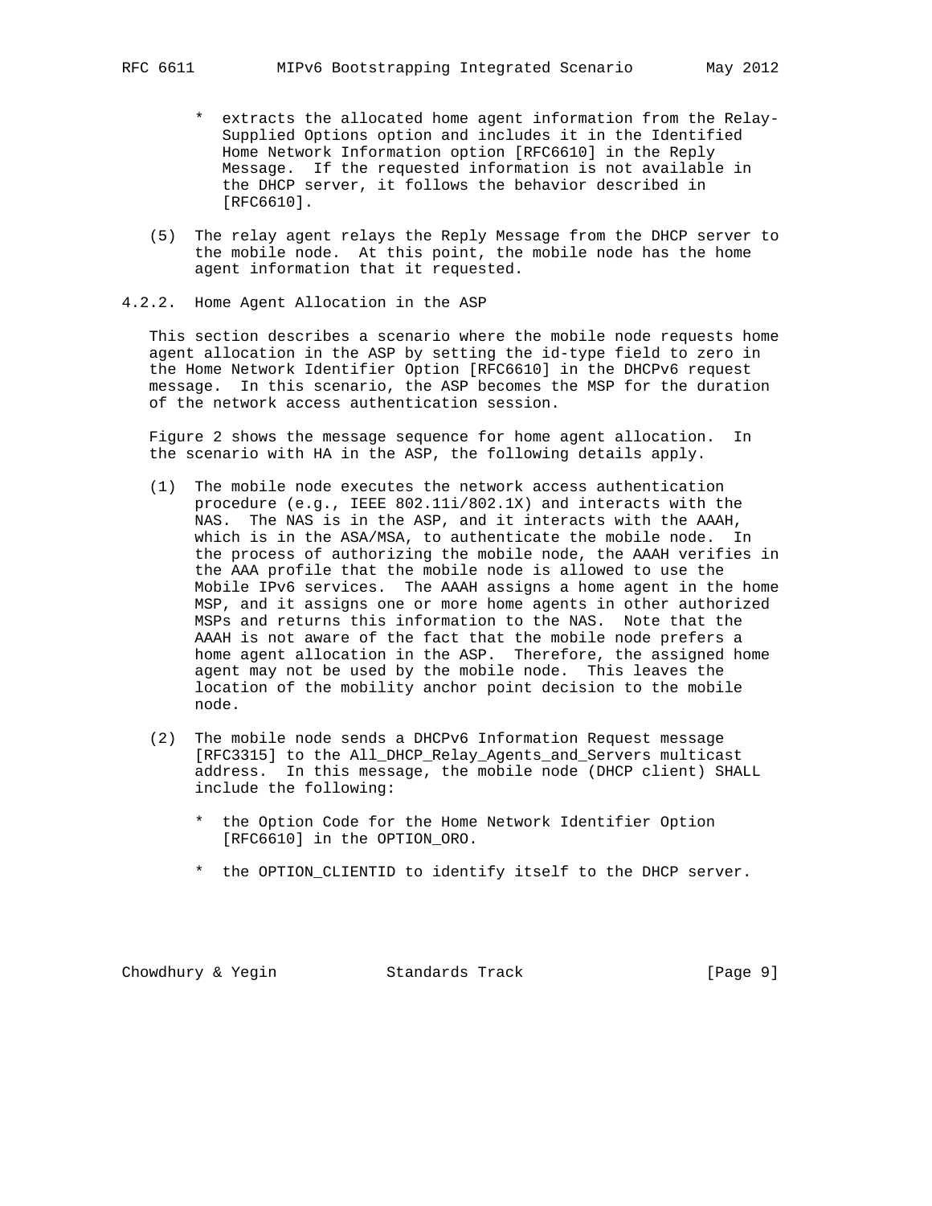* extracts the allocated home agent information from the Relay-Supplied Options option and includes it in the Identified Home Network Information option [RFC6610] in the Reply Message. If the requested information is not available in the DHCP server, it follows the behavior described in [RFC6610].

(5) The relay agent relays the Reply Message from the DHCP server to the mobile node. At this point, the mobile node has the home agent information that it requested.

### 4.2.2. Home Agent Allocation in the ASP

This section describes a scenario where the mobile node requests home agent allocation in the ASP by setting the id-type field to zero in the Home Network Identifier Option [RFC6610] in the DHCPv6 request message. In this scenario, the ASP becomes the MSP for the duration of the network access authentication session.

Figure 2 shows the message sequence for home agent allocation. In the scenario with HA in the ASP, the following details apply.

(1) The mobile node executes the network access authentication procedure (e.g., IEEE 802.11i/802.1X) and interacts with the NAS. The NAS is in the ASP, and it interacts with the AAAH, which is in the ASA/MSA, to authenticate the mobile node. In the process of authorizing the mobile node, the AAAH verifies in the AAA profile that the mobile node is allowed to use the Mobile IPv6 services. The AAAH assigns a home agent in the home MSP, and it assigns one or more home agents in other authorized MSPs and returns this information to the NAS. Note that the AAAH is not aware of the fact that the mobile node prefers a home agent allocation in the ASP. Therefore, the assigned home agent may not be used by the mobile node. This leaves the location of the mobility anchor point decision to the mobile node.

(2) The mobile node sends a DHCPv6 Information Request message [RFC3315] to the All_DHCP_Relay_Agents_and_Servers multicast address. In this message, the mobile node (DHCP client) SHALL include the following:

   * the Option Code for the Home Network Identifier Option [RFC6610] in the OPTION_ORO.

   * the OPTION_CLIENTID to identify itself to the DHCP server.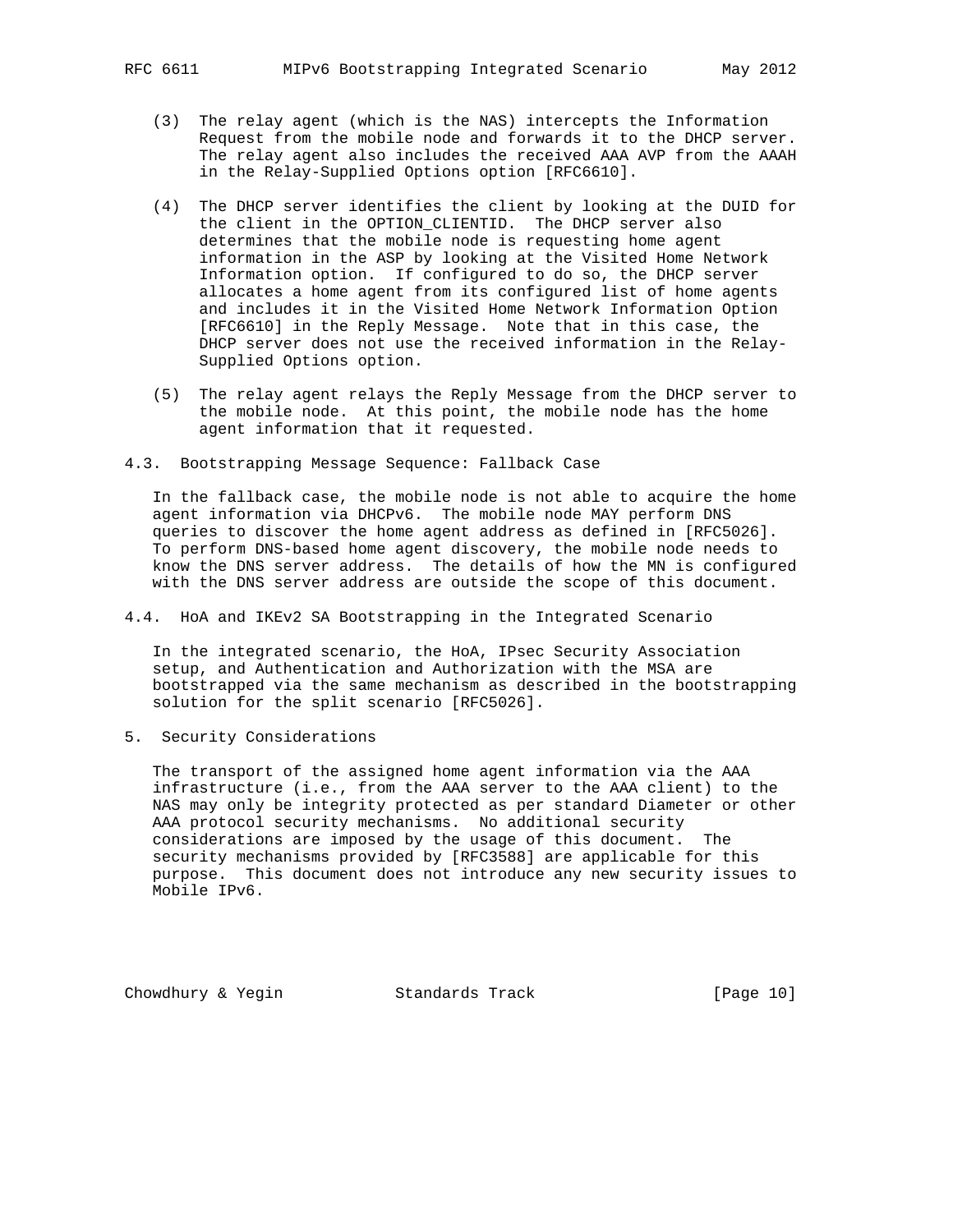(3) The relay agent (which is the NAS) intercepts the Information Request from the mobile node and forwards it to the DHCP server. The relay agent also includes the received AAA AVP from the AAAH in the Relay-Supplied Options option [RFC6610].

(4) The DHCP server identifies the client by looking at the DUID for the client in the OPTION_CLIENTID. The DHCP server also determines that the mobile node is requesting home agent information in the ASP by looking at the Visited Home Network Information option. If configured to do so, the DHCP server allocates a home agent from its configured list of home agents and includes it in the Visited Home Network Information Option [RFC6610] in the Reply Message. Note that in this case, the DHCP server does not use the received information in the Relay-Supplied Options option.

(5) The relay agent relays the Reply Message from the DHCP server to the mobile node. At this point, the mobile node has the home agent information that it requested.

### 4.3. Bootstrapping Message Sequence: Fallback Case

In the fallback case, the mobile node is not able to acquire the home agent information via DHCPv6. The mobile node MAY perform DNS queries to discover the home agent address as defined in [RFC5026]. To perform DNS-based home agent discovery, the mobile node needs to know the DNS server address. The details of how the MN is configured with the DNS server address are outside the scope of this document.

### 4.4. HoA and IKEv2 SA Bootstrapping in the Integrated Scenario

In the integrated scenario, the HoA, IPsec Security Association setup, and Authentication and Authorization with the MSA are bootstrapped via the same mechanism as described in the bootstrapping solution for the split scenario [RFC5026].

## 5. Security Considerations

The transport of the assigned home agent information via the AAA infrastructure (i.e., from the AAA server to the AAA client) to the NAS may only be integrity protected as per standard Diameter or other AAA protocol security mechanisms. No additional security considerations are imposed by the usage of this document. The security mechanisms provided by [RFC3588] are applicable for this purpose. This document does not introduce any new security issues to Mobile IPv6.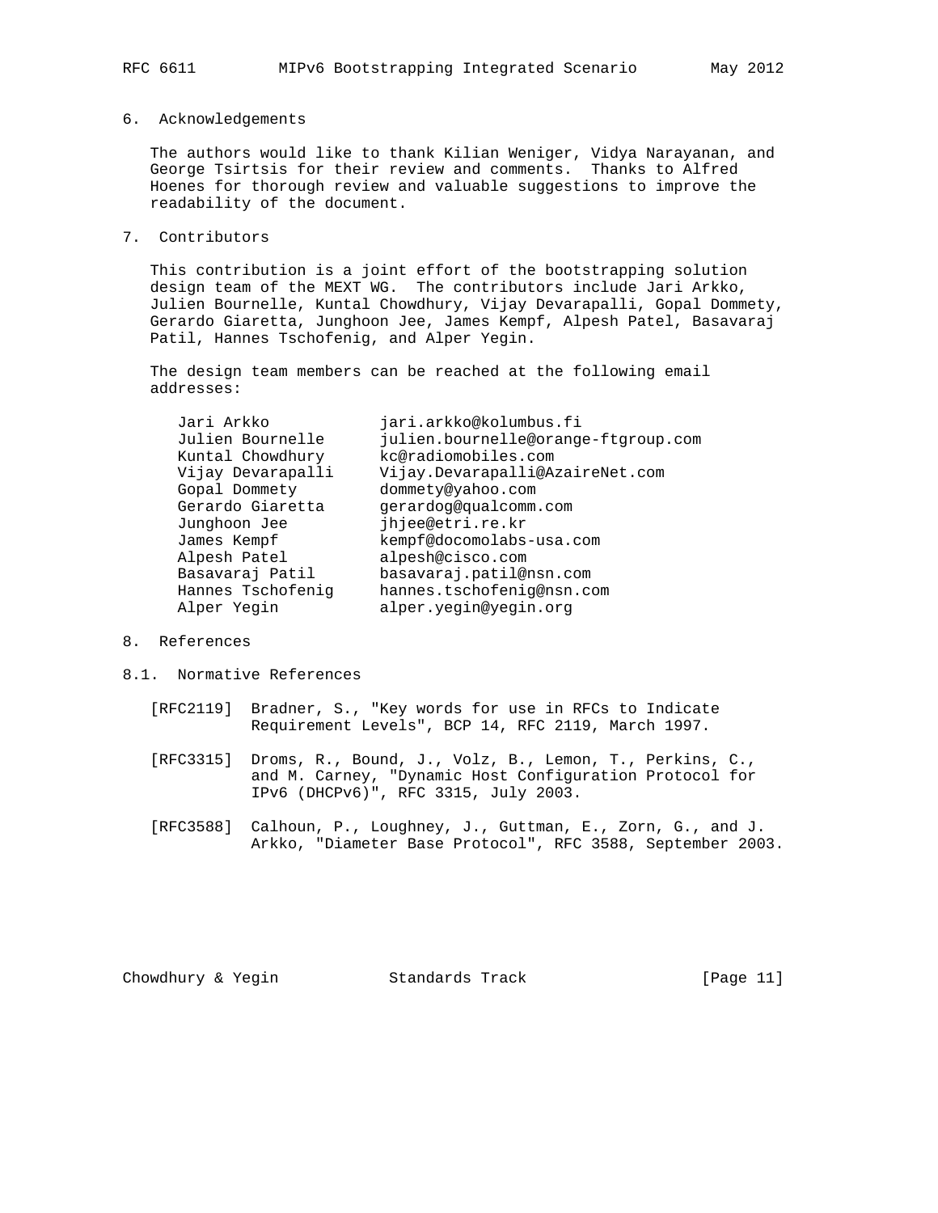## 6. Acknowledgements

The authors would like to thank Kilian Weniger, Vidya Narayanan, and George Tsirtsis for their review and comments. Thanks to Alfred Hoenes for thorough review and valuable suggestions to improve the readability of the document.

## 7. Contributors

This contribution is a joint effort of the bootstrapping solution design team of the MEXT WG. The contributors include Jari Arkko, Julien Bournelle, Kuntal Chowdhury, Vijay Devarapalli, Gopal Dommety, Gerardo Giaretta, Junghoon Jee, James Kempf, Alpesh Patel, Basavaraj Patil, Hannes Tschofenig, and Alper Yegin.

The design team members can be reached at the following email addresses:

```
Jari Arkko           jari.arkko@kolumbus.fi
Julien Bournelle     julien.bournelle@orange-ftgroup.com
Kuntal Chowdhury     kc@radiomobiles.com
Vijay Devarapalli    Vijay.Devarapalli@AzaireNet.com
Gopal Dommety        dommety@yahoo.com
Gerardo Giaretta     gerardog@qualcomm.com
Junghoon Jee         jhjee@etri.re.kr
James Kempf          kempf@docomolabs-usa.com
Alpesh Patel         alpesh@cisco.com
Basavaraj Patil      basavaraj.patil@nsn.com
Hannes Tschofenig    hannes.tschofenig@nsn.com
Alper Yegin          alper.yegin@yegin.org
```

## 8. References

### 8.1. Normative References

[RFC2119] Bradner, S., "Key words for use in RFCs to Indicate Requirement Levels", BCP 14, RFC 2119, March 1997.

[RFC3315] Droms, R., Bound, J., Volz, B., Lemon, T., Perkins, C., and M. Carney, "Dynamic Host Configuration Protocol for IPv6 (DHCPv6)", RFC 3315, July 2003.

[RFC3588] Calhoun, P., Loughney, J., Guttman, E., Zorn, G., and J. Arkko, "Diameter Base Protocol", RFC 3588, September 2003.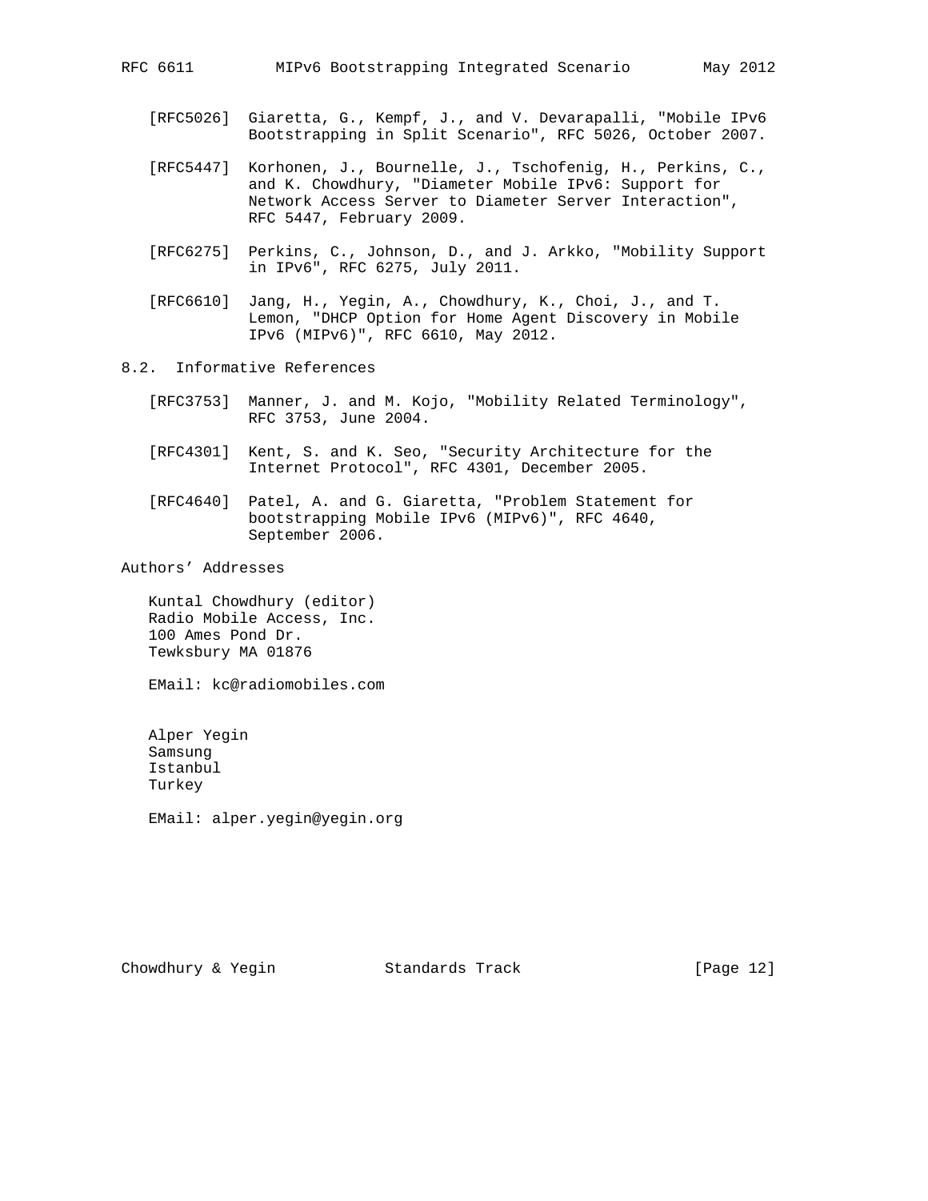[RFC5026] Giaretta, G., Kempf, J., and V. Devarapalli, "Mobile IPv6 Bootstrapping in Split Scenario", RFC 5026, October 2007.

[RFC5447] Korhonen, J., Bournelle, J., Tschofenig, H., Perkins, C., and K. Chowdhury, "Diameter Mobile IPv6: Support for Network Access Server to Diameter Server Interaction", RFC 5447, February 2009.

[RFC6275] Perkins, C., Johnson, D., and J. Arkko, "Mobility Support in IPv6", RFC 6275, July 2011.

[RFC6610] Jang, H., Yegin, A., Chowdhury, K., Choi, J., and T. Lemon, "DHCP Option for Home Agent Discovery in Mobile IPv6 (MIPv6)", RFC 6610, May 2012.

## 8.2. Informative References

[RFC3753] Manner, J. and M. Kojo, "Mobility Related Terminology", RFC 3753, June 2004.

[RFC4301] Kent, S. and K. Seo, "Security Architecture for the Internet Protocol", RFC 4301, December 2005.

[RFC4640] Patel, A. and G. Giaretta, "Problem Statement for bootstrapping Mobile IPv6 (MIPv6)", RFC 4640, September 2006.

## Authors' Addresses

Kuntal Chowdhury (editor)
Radio Mobile Access, Inc.
100 Ames Pond Dr.
Tewksbury MA 01876

EMail: kc@radiomobiles.com

Alper Yegin
Samsung
Istanbul
Turkey

EMail: alper.yegin@yegin.org